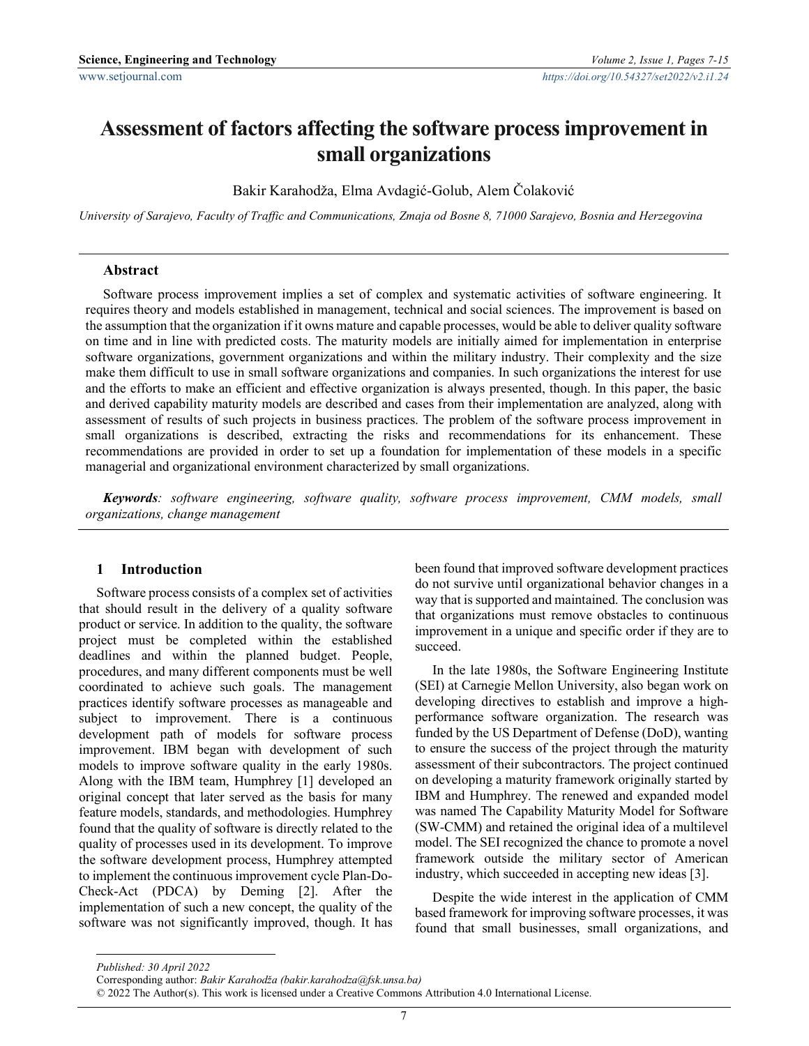# Assessment of factors affecting the software process improvement in small organizations

Bakir Karahodža, Elma Avdagić-Golub, Alem Čolaković

*University of Sarajevo, Faculty of Traffic and Communications, Zmaja od Bosne 8, 71000 Sarajevo, Bosnia and Herzegovina*

## Abstract

Software process improvement implies a set of complex and systematic activities of software engineering. It requires theory and models established in management, technical and social sciences. The improvement is based on the assumption that the organization if it owns mature and capable processes, would be able to deliver quality software on time and in line with predicted costs. The maturity models are initially aimed for implementation in enterprise software organizations, government organizations and within the military industry. Their complexity and the size make them difficult to use in small software organizations and companies. In such organizations the interest for use and the efforts to make an efficient and effective organization is always presented, though. In this paper, the basic and derived capability maturity models are described and cases from their implementation are analyzed, along with assessment of results of such projects in business practices. The problem of the software process improvement in small organizations is described, extracting the risks and recommendations for its enhancement. These recommendations are provided in order to set up a foundation for implementation of these models in a specific managerial and organizational environment characterized by small organizations.

***Keywords****: software engineering, software quality, software process improvement, CMM models, small organizations, change management*

## 1 Introduction

Software process consists of a complex set of activities that should result in the delivery of a quality software product or service. In addition to the quality, the software project must be completed within the established deadlines and within the planned budget. People, procedures, and many different components must be well coordinated to achieve such goals. The management practices identify software processes as manageable and subject to improvement. There is a continuous development path of models for software process improvement. IBM began with development of such models to improve software quality in the early 1980s. Along with the IBM team, Humphrey [1] developed an original concept that later served as the basis for many feature models, standards, and methodologies. Humphrey found that the quality of software is directly related to the quality of processes used in its development. To improve the software development process, Humphrey attempted to implement the continuous improvement cycle Plan-Do-Check-Act (PDCA) by Deming [2]. After the implementation of such a new concept, the quality of the software was not significantly improved, though. It has been found that improved software development practices do not survive until organizational behavior changes in a way that is supported and maintained. The conclusion was that organizations must remove obstacles to continuous improvement in a unique and specific order if they are to succeed.

In the late 1980s, the Software Engineering Institute (SEI) at Carnegie Mellon University, also began work on developing directives to establish and improve a high-performance software organization. The research was funded by the US Department of Defense (DoD), wanting to ensure the success of the project through the maturity assessment of their subcontractors. The project continued on developing a maturity framework originally started by IBM and Humphrey. The renewed and expanded model was named The Capability Maturity Model for Software (SW-CMM) and retained the original idea of a multilevel model. The SEI recognized the chance to promote a novel framework outside the military sector of American industry, which succeeded in accepting new ideas [3].

Despite the wide interest in the application of CMM based framework for improving software processes, it was found that small businesses, small organizations, and

*Published: 30 April 2022*
Corresponding author: *Bakir Karahodža (bakir.karahodza@fsk.unsa.ba)*
© 2022 The Author(s). This work is licensed under a Creative Commons Attribution 4.0 International License.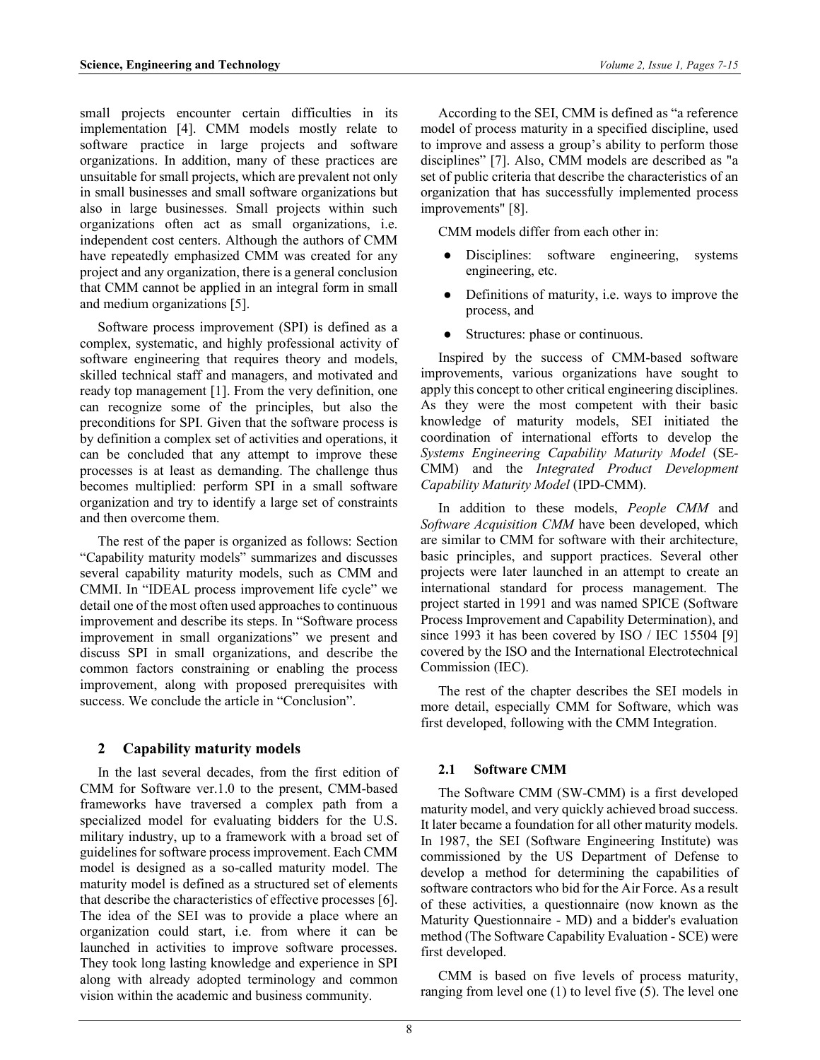small projects encounter certain difficulties in its implementation [4]. CMM models mostly relate to software practice in large projects and software organizations. In addition, many of these practices are unsuitable for small projects, which are prevalent not only in small businesses and small software organizations but also in large businesses. Small projects within such organizations often act as small organizations, i.e. independent cost centers. Although the authors of CMM have repeatedly emphasized CMM was created for any project and any organization, there is a general conclusion that CMM cannot be applied in an integral form in small and medium organizations [5].

Software process improvement (SPI) is defined as a complex, systematic, and highly professional activity of software engineering that requires theory and models, skilled technical staff and managers, and motivated and ready top management [1]. From the very definition, one can recognize some of the principles, but also the preconditions for SPI. Given that the software process is by definition a complex set of activities and operations, it can be concluded that any attempt to improve these processes is at least as demanding. The challenge thus becomes multiplied: perform SPI in a small software organization and try to identify a large set of constraints and then overcome them.

The rest of the paper is organized as follows: Section "Capability maturity models" summarizes and discusses several capability maturity models, such as CMM and CMMI. In "IDEAL process improvement life cycle" we detail one of the most often used approaches to continuous improvement and describe its steps. In "Software process improvement in small organizations" we present and discuss SPI in small organizations, and describe the common factors constraining or enabling the process improvement, along with proposed prerequisites with success. We conclude the article in "Conclusion".

## 2 Capability maturity models

In the last several decades, from the first edition of CMM for Software ver.1.0 to the present, CMM-based frameworks have traversed a complex path from a specialized model for evaluating bidders for the U.S. military industry, up to a framework with a broad set of guidelines for software process improvement. Each CMM model is designed as a so-called maturity model. The maturity model is defined as a structured set of elements that describe the characteristics of effective processes [6]. The idea of the SEI was to provide a place where an organization could start, i.e. from where it can be launched in activities to improve software processes. They took long lasting knowledge and experience in SPI along with already adopted terminology and common vision within the academic and business community.

According to the SEI, CMM is defined as "a reference model of process maturity in a specified discipline, used to improve and assess a group's ability to perform those disciplines" [7]. Also, CMM models are described as "a set of public criteria that describe the characteristics of an organization that has successfully implemented process improvements" [8].

CMM models differ from each other in:

- Disciplines: software engineering, systems engineering, etc.
- Definitions of maturity, i.e. ways to improve the process, and
- Structures: phase or continuous.

Inspired by the success of CMM-based software improvements, various organizations have sought to apply this concept to other critical engineering disciplines. As they were the most competent with their basic knowledge of maturity models, SEI initiated the coordination of international efforts to develop the *Systems Engineering Capability Maturity Model* (SE-CMM) and the *Integrated Product Development Capability Maturity Model* (IPD-CMM).

In addition to these models, *People CMM* and *Software Acquisition CMM* have been developed, which are similar to CMM for software with their architecture, basic principles, and support practices. Several other projects were later launched in an attempt to create an international standard for process management. The project started in 1991 and was named SPICE (Software Process Improvement and Capability Determination), and since 1993 it has been covered by ISO / IEC 15504 [9] covered by the ISO and the International Electrotechnical Commission (IEC).

The rest of the chapter describes the SEI models in more detail, especially CMM for Software, which was first developed, following with the CMM Integration.

### 2.1 Software CMM

The Software CMM (SW-CMM) is a first developed maturity model, and very quickly achieved broad success. It later became a foundation for all other maturity models. In 1987, the SEI (Software Engineering Institute) was commissioned by the US Department of Defense to develop a method for determining the capabilities of software contractors who bid for the Air Force. As a result of these activities, a questionnaire (now known as the Maturity Questionnaire - MD) and a bidder's evaluation method (The Software Capability Evaluation - SCE) were first developed.

CMM is based on five levels of process maturity, ranging from level one (1) to level five (5). The level one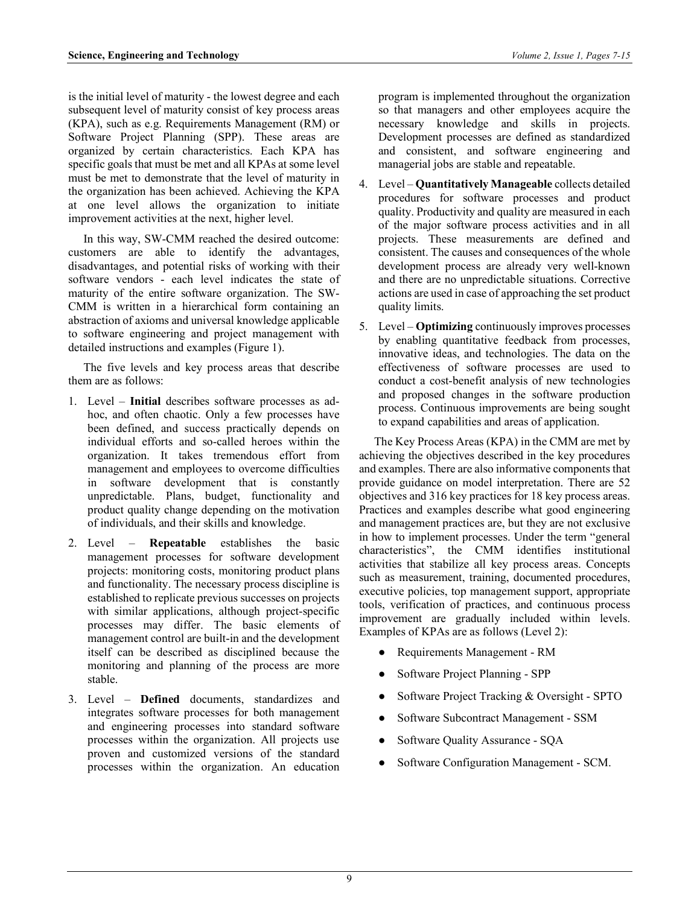is the initial level of maturity - the lowest degree and each subsequent level of maturity consist of key process areas (KPA), such as e.g. Requirements Management (RM) or Software Project Planning (SPP). These areas are organized by certain characteristics. Each KPA has specific goals that must be met and all KPAs at some level must be met to demonstrate that the level of maturity in the organization has been achieved. Achieving the KPA at one level allows the organization to initiate improvement activities at the next, higher level.

In this way, SW-CMM reached the desired outcome: customers are able to identify the advantages, disadvantages, and potential risks of working with their software vendors - each level indicates the state of maturity of the entire software organization. The SW-CMM is written in a hierarchical form containing an abstraction of axioms and universal knowledge applicable to software engineering and project management with detailed instructions and examples (Figure 1).

The five levels and key process areas that describe them are as follows:

1. Level – **Initial** describes software processes as ad-hoc, and often chaotic. Only a few processes have been defined, and success practically depends on individual efforts and so-called heroes within the organization. It takes tremendous effort from management and employees to overcome difficulties in software development that is constantly unpredictable. Plans, budget, functionality and product quality change depending on the motivation of individuals, and their skills and knowledge.
2. Level – **Repeatable** establishes the basic management processes for software development projects: monitoring costs, monitoring product plans and functionality. The necessary process discipline is established to replicate previous successes on projects with similar applications, although project-specific processes may differ. The basic elements of management control are built-in and the development itself can be described as disciplined because the monitoring and planning of the process are more stable.
3. Level – **Defined** documents, standardizes and integrates software processes for both management and engineering processes into standard software processes within the organization. All projects use proven and customized versions of the standard processes within the organization. An education program is implemented throughout the organization so that managers and other employees acquire the necessary knowledge and skills in projects. Development processes are defined as standardized and consistent, and software engineering and managerial jobs are stable and repeatable.
4. Level – **Quantitatively Manageable** collects detailed procedures for software processes and product quality. Productivity and quality are measured in each of the major software process activities and in all projects. These measurements are defined and consistent. The causes and consequences of the whole development process are already very well-known and there are no unpredictable situations. Corrective actions are used in case of approaching the set product quality limits.
5. Level – **Optimizing** continuously improves processes by enabling quantitative feedback from processes, innovative ideas, and technologies. The data on the effectiveness of software processes are used to conduct a cost-benefit analysis of new technologies and proposed changes in the software production process. Continuous improvements are being sought to expand capabilities and areas of application.

The Key Process Areas (KPA) in the CMM are met by achieving the objectives described in the key procedures and examples. There are also informative components that provide guidance on model interpretation. There are 52 objectives and 316 key practices for 18 key process areas. Practices and examples describe what good engineering and management practices are, but they are not exclusive in how to implement processes. Under the term "general characteristics", the CMM identifies institutional activities that stabilize all key process areas. Concepts such as measurement, training, documented procedures, executive policies, top management support, appropriate tools, verification of practices, and continuous process improvement are gradually included within levels. Examples of KPAs are as follows (Level 2):

- Requirements Management - RM
- Software Project Planning - SPP
- Software Project Tracking & Oversight - SPTO
- Software Subcontract Management - SSM
- Software Quality Assurance - SQA
- Software Configuration Management - SCM.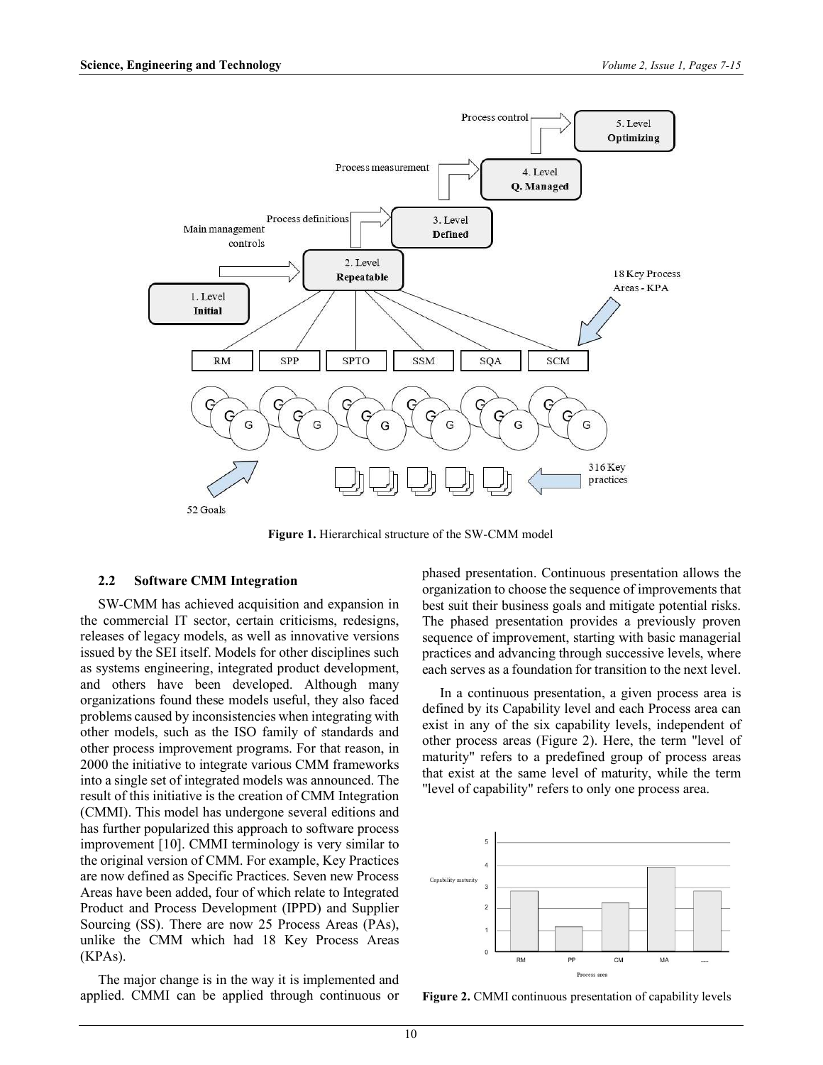**Figure 1.** Hierarchical structure of the SW-CMM model

### 2.2 Software CMM Integration

SW-CMM has achieved acquisition and expansion in the commercial IT sector, certain criticisms, redesigns, releases of legacy models, as well as innovative versions issued by the SEI itself. Models for other disciplines such as systems engineering, integrated product development, and others have been developed. Although many organizations found these models useful, they also faced problems caused by inconsistencies when integrating with other models, such as the ISO family of standards and other process improvement programs. For that reason, in 2000 the initiative to integrate various CMM frameworks into a single set of integrated models was announced. The result of this initiative is the creation of CMM Integration (CMMI). This model has undergone several editions and has further popularized this approach to software process improvement [10]. CMMI terminology is very similar to the original version of CMM. For example, Key Practices are now defined as Specific Practices. Seven new Process Areas have been added, four of which relate to Integrated Product and Process Development (IPPD) and Supplier Sourcing (SS). There are now 25 Process Areas (PAs), unlike the CMM which had 18 Key Process Areas (KPAs).

The major change is in the way it is implemented and applied. CMMI can be applied through continuous or phased presentation. Continuous presentation allows the organization to choose the sequence of improvements that best suit their business goals and mitigate potential risks. The phased presentation provides a previously proven sequence of improvement, starting with basic managerial practices and advancing through successive levels, where each serves as a foundation for transition to the next level.

In a continuous presentation, a given process area is defined by its Capability level and each Process area can exist in any of the six capability levels, independent of other process areas (Figure 2). Here, the term "level of maturity" refers to a predefined group of process areas that exist at the same level of maturity, while the term "level of capability" refers to only one process area.

**Figure 2.** CMMI continuous presentation of capability levels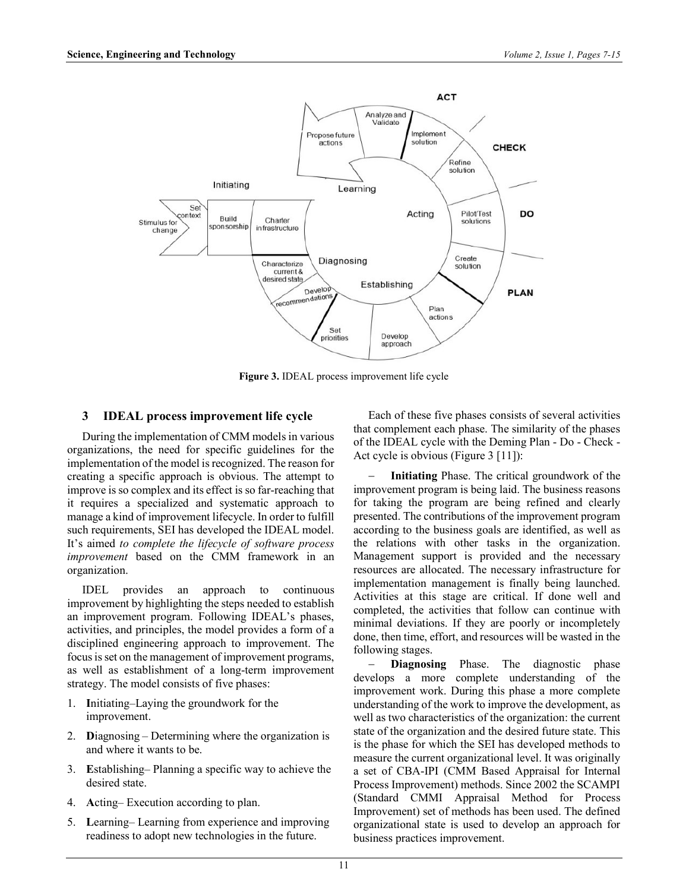Figure 3. IDEAL process improvement life cycle

## 3 IDEAL process improvement life cycle

During the implementation of CMM models in various organizations, the need for specific guidelines for the implementation of the model is recognized. The reason for creating a specific approach is obvious. The attempt to improve is so complex and its effect is so far-reaching that it requires a specialized and systematic approach to manage a kind of improvement lifecycle. In order to fulfill such requirements, SEI has developed the IDEAL model. It's aimed *to complete the lifecycle of software process improvement* based on the CMM framework in an organization.

IDEL provides an approach to continuous improvement by highlighting the steps needed to establish an improvement program. Following IDEAL's phases, activities, and principles, the model provides a form of a disciplined engineering approach to improvement. The focus is set on the management of improvement programs, as well as establishment of a long-term improvement strategy. The model consists of five phases:

1. **I**nitiating–Laying the groundwork for the improvement.
2. **D**iagnosing – Determining where the organization is and where it wants to be.
3. **E**stablishing– Planning a specific way to achieve the desired state.
4. **A**cting– Execution according to plan.
5. **L**earning– Learning from experience and improving readiness to adopt new technologies in the future.

Each of these five phases consists of several activities that complement each phase. The similarity of the phases of the IDEAL cycle with the Deming Plan - Do - Check - Act cycle is obvious (Figure 3 [11]):

- **Initiating** Phase. The critical groundwork of the improvement program is being laid. The business reasons for taking the program are being refined and clearly presented. The contributions of the improvement program according to the business goals are identified, as well as the relations with other tasks in the organization. Management support is provided and the necessary resources are allocated. The necessary infrastructure for implementation management is finally being launched. Activities at this stage are critical. If done well and completed, the activities that follow can continue with minimal deviations. If they are poorly or incompletely done, then time, effort, and resources will be wasted in the following stages.
- **Diagnosing** Phase. The diagnostic phase develops a more complete understanding of the improvement work. During this phase a more complete understanding of the work to improve the development, as well as two characteristics of the organization: the current state of the organization and the desired future state. This is the phase for which the SEI has developed methods to measure the current organizational level. It was originally a set of CBA-IPI (CMM Based Appraisal for Internal Process Improvement) methods. Since 2002 the SCAMPI (Standard CMMI Appraisal Method for Process Improvement) set of methods has been used. The defined organizational state is used to develop an approach for business practices improvement.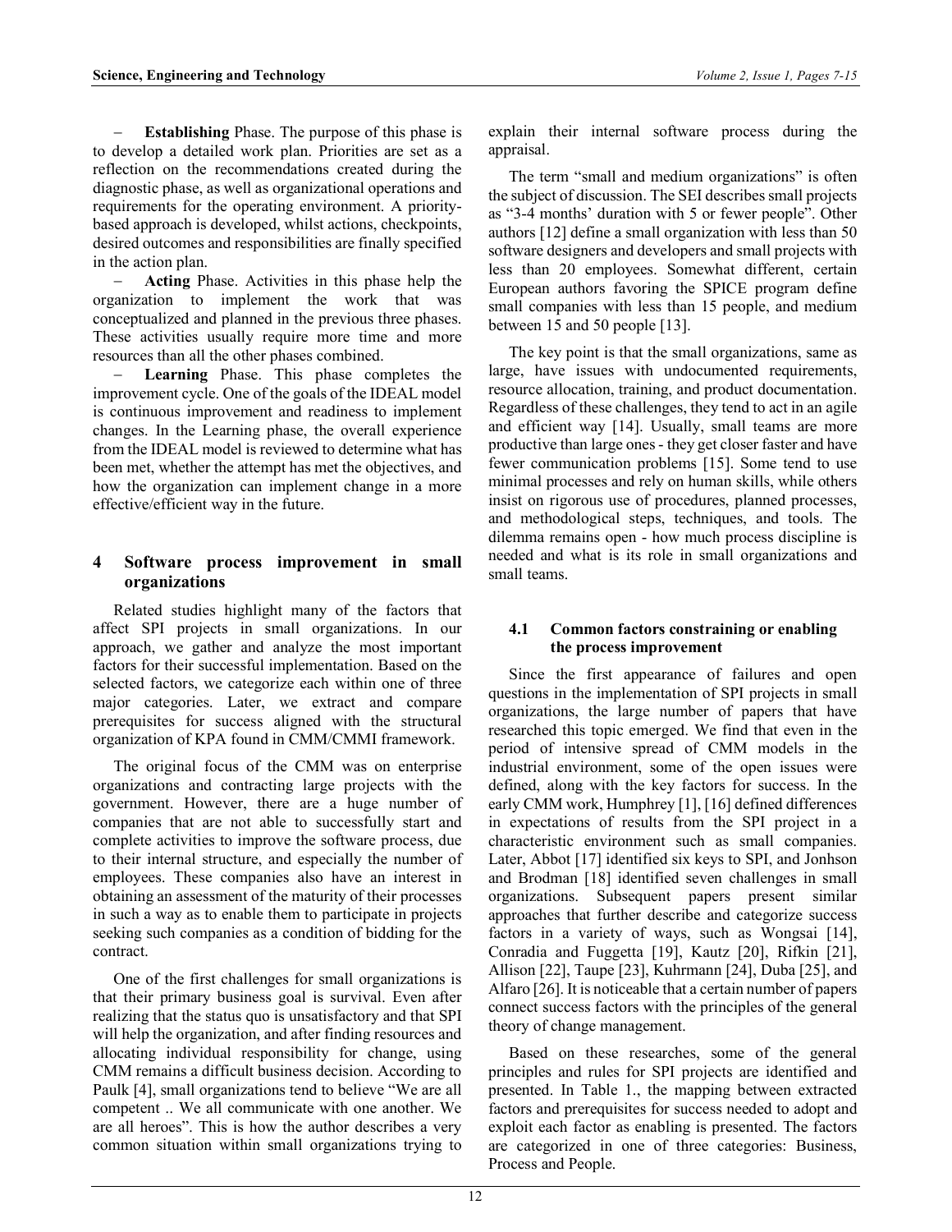- **Establishing** Phase. The purpose of this phase is to develop a detailed work plan. Priorities are set as a reflection on the recommendations created during the diagnostic phase, as well as organizational operations and requirements for the operating environment. A priority-based approach is developed, whilst actions, checkpoints, desired outcomes and responsibilities are finally specified in the action plan.
- **Acting** Phase. Activities in this phase help the organization to implement the work that was conceptualized and planned in the previous three phases. These activities usually require more time and more resources than all the other phases combined.
- **Learning** Phase. This phase completes the improvement cycle. One of the goals of the IDEAL model is continuous improvement and readiness to implement changes. In the Learning phase, the overall experience from the IDEAL model is reviewed to determine what has been met, whether the attempt has met the objectives, and how the organization can implement change in a more effective/efficient way in the future.

## 4 Software process improvement in small organizations

Related studies highlight many of the factors that affect SPI projects in small organizations. In our approach, we gather and analyze the most important factors for their successful implementation. Based on the selected factors, we categorize each within one of three major categories. Later, we extract and compare prerequisites for success aligned with the structural organization of KPA found in CMM/CMMI framework.

The original focus of the CMM was on enterprise organizations and contracting large projects with the government. However, there are a huge number of companies that are not able to successfully start and complete activities to improve the software process, due to their internal structure, and especially the number of employees. These companies also have an interest in obtaining an assessment of the maturity of their processes in such a way as to enable them to participate in projects seeking such companies as a condition of bidding for the contract.

One of the first challenges for small organizations is that their primary business goal is survival. Even after realizing that the status quo is unsatisfactory and that SPI will help the organization, and after finding resources and allocating individual responsibility for change, using CMM remains a difficult business decision. According to Paulk [4], small organizations tend to believe "We are all competent .. We all communicate with one another. We are all heroes". This is how the author describes a very common situation within small organizations trying to explain their internal software process during the appraisal.

The term "small and medium organizations" is often the subject of discussion. The SEI describes small projects as "3-4 months' duration with 5 or fewer people". Other authors [12] define a small organization with less than 50 software designers and developers and small projects with less than 20 employees. Somewhat different, certain European authors favoring the SPICE program define small companies with less than 15 people, and medium between 15 and 50 people [13].

The key point is that the small organizations, same as large, have issues with undocumented requirements, resource allocation, training, and product documentation. Regardless of these challenges, they tend to act in an agile and efficient way [14]. Usually, small teams are more productive than large ones - they get closer faster and have fewer communication problems [15]. Some tend to use minimal processes and rely on human skills, while others insist on rigorous use of procedures, planned processes, and methodological steps, techniques, and tools. The dilemma remains open - how much process discipline is needed and what is its role in small organizations and small teams.

### 4.1 Common factors constraining or enabling the process improvement

Since the first appearance of failures and open questions in the implementation of SPI projects in small organizations, the large number of papers that have researched this topic emerged. We find that even in the period of intensive spread of CMM models in the industrial environment, some of the open issues were defined, along with the key factors for success. In the early CMM work, Humphrey [1], [16] defined differences in expectations of results from the SPI project in a characteristic environment such as small companies. Later, Abbot [17] identified six keys to SPI, and Jonhson and Brodman [18] identified seven challenges in small organizations. Subsequent papers present similar approaches that further describe and categorize success factors in a variety of ways, such as Wongsai [14], Conradia and Fuggetta [19], Kautz [20], Rifkin [21], Allison [22], Taupe [23], Kuhrmann [24], Duba [25], and Alfaro [26]. It is noticeable that a certain number of papers connect success factors with the principles of the general theory of change management.

Based on these researches, some of the general principles and rules for SPI projects are identified and presented. In Table 1., the mapping between extracted factors and prerequisites for success needed to adopt and exploit each factor as enabling is presented. The factors are categorized in one of three categories: Business, Process and People.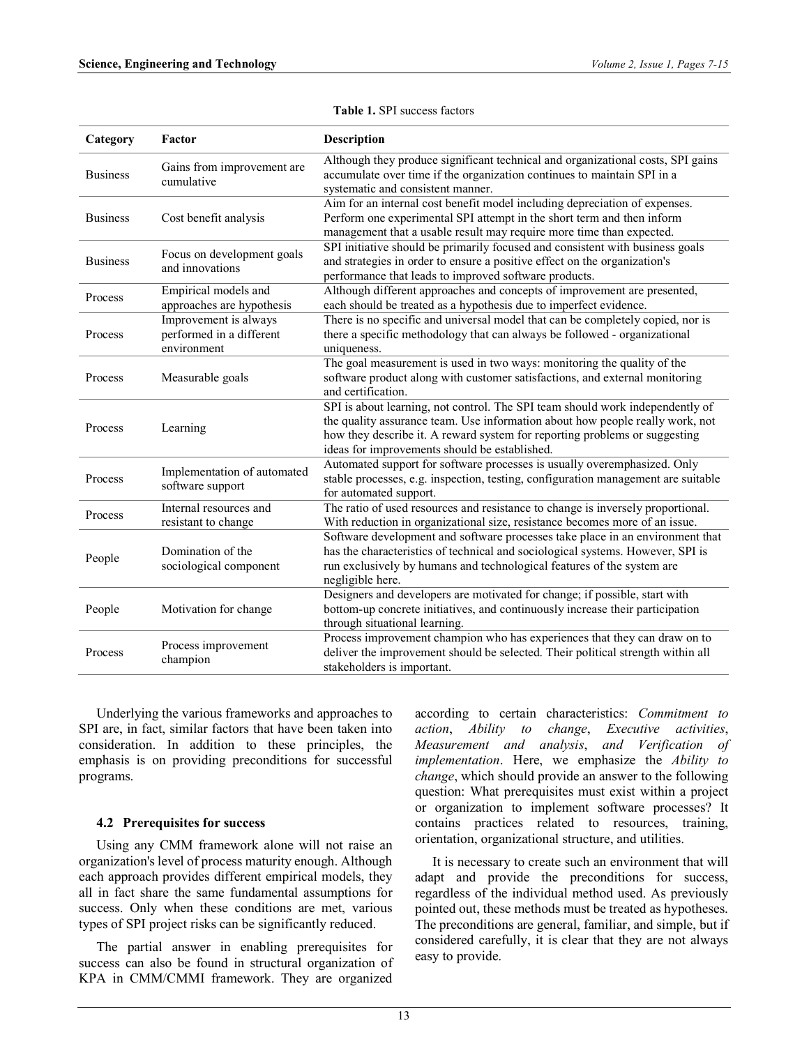**Table 1.** SPI success factors

| Category | Factor | Description |
|---|---|---|
| Business | Gains from improvement are cumulative | Although they produce significant technical and organizational costs, SPI gains accumulate over time if the organization continues to maintain SPI in a systematic and consistent manner. |
| Business | Cost benefit analysis | Aim for an internal cost benefit model including depreciation of expenses. Perform one experimental SPI attempt in the short term and then inform management that a usable result may require more time than expected. |
| Business | Focus on development goals and innovations | SPI initiative should be primarily focused and consistent with business goals and strategies in order to ensure a positive effect on the organization's performance that leads to improved software products. |
| Process | Empirical models and approaches are hypothesis | Although different approaches and concepts of improvement are presented, each should be treated as a hypothesis due to imperfect evidence. |
| Process | Improvement is always performed in a different environment | There is no specific and universal model that can be completely copied, nor is there a specific methodology that can always be followed - organizational uniqueness. |
| Process | Measurable goals | The goal measurement is used in two ways: monitoring the quality of the software product along with customer satisfactions, and external monitoring and certification. |
| Process | Learning | SPI is about learning, not control. The SPI team should work independently of the quality assurance team. Use information about how people really work, not how they describe it. A reward system for reporting problems or suggesting ideas for improvements should be established. |
| Process | Implementation of automated software support | Automated support for software processes is usually overemphasized. Only stable processes, e.g. inspection, testing, configuration management are suitable for automated support. |
| Process | Internal resources and resistant to change | The ratio of used resources and resistance to change is inversely proportional. With reduction in organizational size, resistance becomes more of an issue. |
| People | Domination of the sociological component | Software development and software processes take place in an environment that has the characteristics of technical and sociological systems. However, SPI is run exclusively by humans and technological features of the system are negligible here. |
| People | Motivation for change | Designers and developers are motivated for change; if possible, start with bottom-up concrete initiatives, and continuously increase their participation through situational learning. |
| Process | Process improvement champion | Process improvement champion who has experiences that they can draw on to deliver the improvement should be selected. Their political strength within all stakeholders is important. |

Underlying the various frameworks and approaches to SPI are, in fact, similar factors that have been taken into consideration. In addition to these principles, the emphasis is on providing preconditions for successful programs.

### 4.2 Prerequisites for success

Using any CMM framework alone will not raise an organization's level of process maturity enough. Although each approach provides different empirical models, they all in fact share the same fundamental assumptions for success. Only when these conditions are met, various types of SPI project risks can be significantly reduced.

The partial answer in enabling prerequisites for success can also be found in structural organization of KPA in CMM/CMMI framework. They are organized according to certain characteristics: *Commitment to action*, *Ability to change*, *Executive activities*, *Measurement and analysis*, *and Verification of implementation*. Here, we emphasize the *Ability to change*, which should provide an answer to the following question: What prerequisites must exist within a project or organization to implement software processes? It contains practices related to resources, training, orientation, organizational structure, and utilities.

It is necessary to create such an environment that will adapt and provide the preconditions for success, regardless of the individual method used. As previously pointed out, these methods must be treated as hypotheses. The preconditions are general, familiar, and simple, but if considered carefully, it is clear that they are not always easy to provide.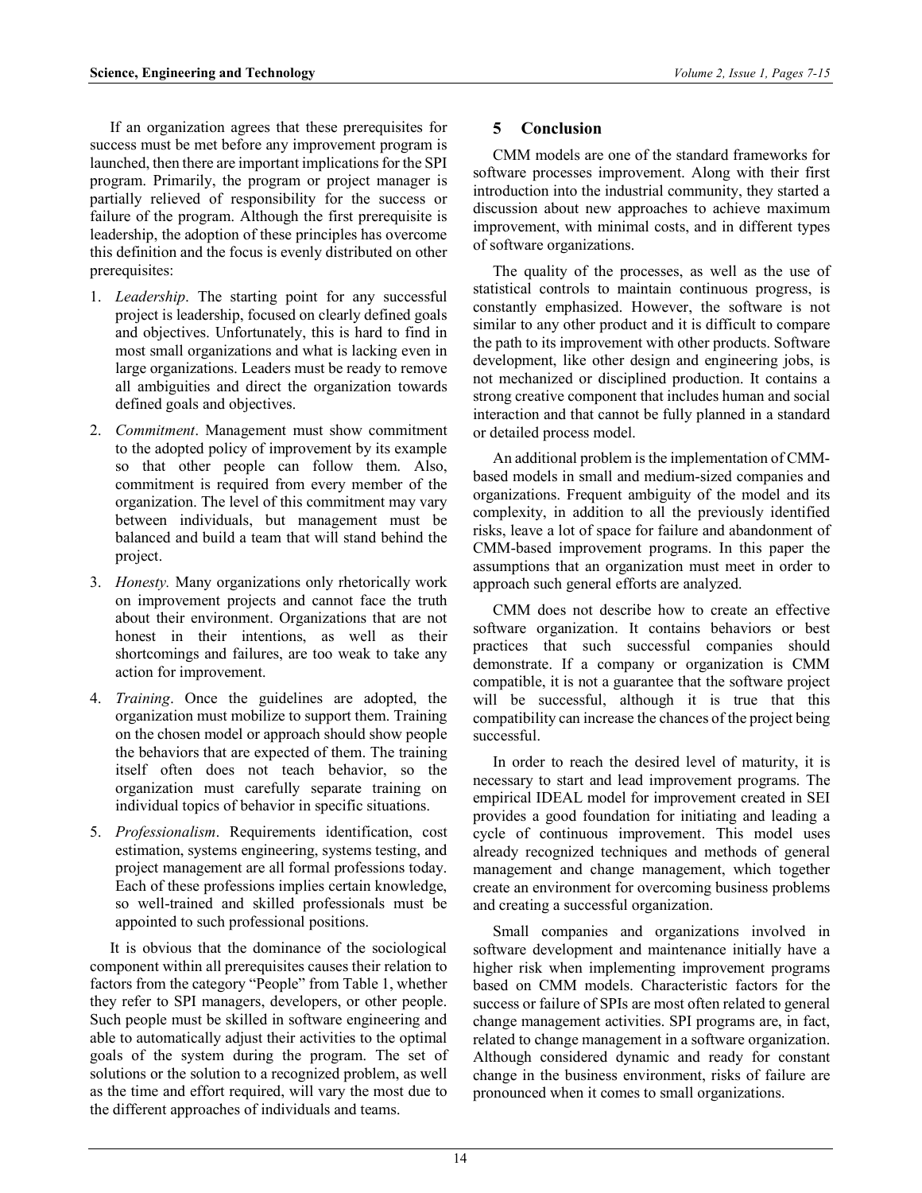If an organization agrees that these prerequisites for success must be met before any improvement program is launched, then there are important implications for the SPI program. Primarily, the program or project manager is partially relieved of responsibility for the success or failure of the program. Although the first prerequisite is leadership, the adoption of these principles has overcome this definition and the focus is evenly distributed on other prerequisites:

1. *Leadership*. The starting point for any successful project is leadership, focused on clearly defined goals and objectives. Unfortunately, this is hard to find in most small organizations and what is lacking even in large organizations. Leaders must be ready to remove all ambiguities and direct the organization towards defined goals and objectives.
2. *Commitment*. Management must show commitment to the adopted policy of improvement by its example so that other people can follow them. Also, commitment is required from every member of the organization. The level of this commitment may vary between individuals, but management must be balanced and build a team that will stand behind the project.
3. *Honesty.* Many organizations only rhetorically work on improvement projects and cannot face the truth about their environment. Organizations that are not honest in their intentions, as well as their shortcomings and failures, are too weak to take any action for improvement.
4. *Training*. Once the guidelines are adopted, the organization must mobilize to support them. Training on the chosen model or approach should show people the behaviors that are expected of them. The training itself often does not teach behavior, so the organization must carefully separate training on individual topics of behavior in specific situations.
5. *Professionalism*. Requirements identification, cost estimation, systems engineering, systems testing, and project management are all formal professions today. Each of these professions implies certain knowledge, so well-trained and skilled professionals must be appointed to such professional positions.

It is obvious that the dominance of the sociological component within all prerequisites causes their relation to factors from the category "People" from Table 1, whether they refer to SPI managers, developers, or other people. Such people must be skilled in software engineering and able to automatically adjust their activities to the optimal goals of the system during the program. The set of solutions or the solution to a recognized problem, as well as the time and effort required, will vary the most due to the different approaches of individuals and teams.

## 5 Conclusion

CMM models are one of the standard frameworks for software processes improvement. Along with their first introduction into the industrial community, they started a discussion about new approaches to achieve maximum improvement, with minimal costs, and in different types of software organizations.

The quality of the processes, as well as the use of statistical controls to maintain continuous progress, is constantly emphasized. However, the software is not similar to any other product and it is difficult to compare the path to its improvement with other products. Software development, like other design and engineering jobs, is not mechanized or disciplined production. It contains a strong creative component that includes human and social interaction and that cannot be fully planned in a standard or detailed process model.

An additional problem is the implementation of CMM-based models in small and medium-sized companies and organizations. Frequent ambiguity of the model and its complexity, in addition to all the previously identified risks, leave a lot of space for failure and abandonment of CMM-based improvement programs. In this paper the assumptions that an organization must meet in order to approach such general efforts are analyzed.

CMM does not describe how to create an effective software organization. It contains behaviors or best practices that such successful companies should demonstrate. If a company or organization is CMM compatible, it is not a guarantee that the software project will be successful, although it is true that this compatibility can increase the chances of the project being successful.

In order to reach the desired level of maturity, it is necessary to start and lead improvement programs. The empirical IDEAL model for improvement created in SEI provides a good foundation for initiating and leading a cycle of continuous improvement. This model uses already recognized techniques and methods of general management and change management, which together create an environment for overcoming business problems and creating a successful organization.

Small companies and organizations involved in software development and maintenance initially have a higher risk when implementing improvement programs based on CMM models. Characteristic factors for the success or failure of SPIs are most often related to general change management activities. SPI programs are, in fact, related to change management in a software organization. Although considered dynamic and ready for constant change in the business environment, risks of failure are pronounced when it comes to small organizations.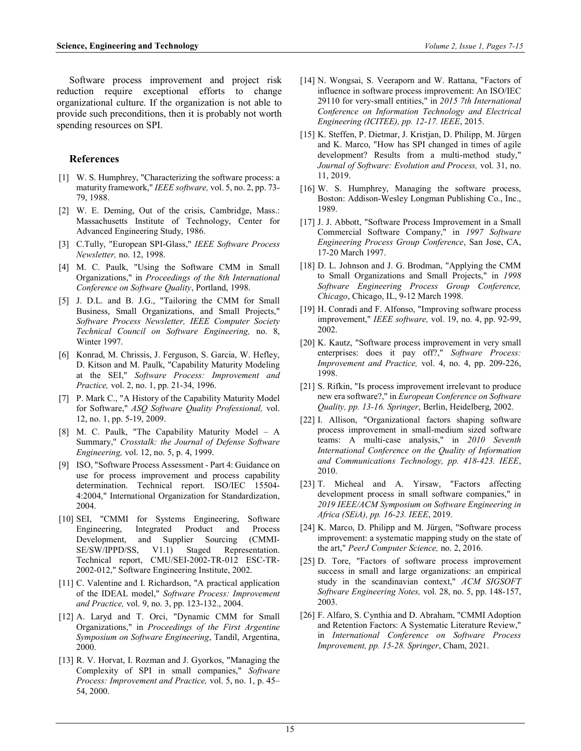Software process improvement and project risk reduction require exceptional efforts to change organizational culture. If the organization is not able to provide such preconditions, then it is probably not worth spending resources on SPI.

## References

[1] W. S. Humphrey, "Characterizing the software process: a maturity framework," *IEEE software,* vol. 5, no. 2, pp. 73-79, 1988.

[2] W. E. Deming, Out of the crisis, Cambridge, Mass.: Massachusetts Institute of Technology, Center for Advanced Engineering Study, 1986.

[3] C.Tully, "European SPI-Glass," *IEEE Software Process Newsletter,* no. 12, 1998.

[4] M. C. Paulk, "Using the Software CMM in Small Organizations," in *Proceedings of the 8th International Conference on Software Quality*, Portland, 1998.

[5] J. D.L. and B. J.G., "Tailoring the CMM for Small Business, Small Organizations, and Small Projects," *Software Process Newsletter, IEEE Computer Society Technical Council on Software Engineering,* no. 8, Winter 1997.

[6] Konrad, M. Chrissis, J. Ferguson, S. Garcia, W. Hefley, D. Kitson and M. Paulk, "Capability Maturity Modeling at the SEI," *Software Process: Improvement and Practice,* vol. 2, no. 1, pp. 21-34, 1996.

[7] P. Mark C., "A History of the Capability Maturity Model for Software," *ASQ Software Quality Professional,* vol. 12, no. 1, pp. 5-19, 2009.

[8] M. C. Paulk, "The Capability Maturity Model – A Summary," *Crosstalk: the Journal of Defense Software Engineering,* vol. 12, no. 5, p. 4, 1999.

[9] ISO, "Software Process Assessment - Part 4: Guidance on use for process improvement and process capability determination. Technical report. ISO/IEC 15504-4:2004," International Organization for Standardization, 2004.

[10] SEI, "CMMI for Systems Engineering, Software Engineering, Integrated Product and Process Development, and Supplier Sourcing (CMMI-SE/SW/IPPD/SS, V1.1) Staged Representation. Technical report, CMU/SEI-2002-TR-012 ESC-TR-2002-012," Software Engineering Institute, 2002.

[11] C. Valentine and I. Richardson, "A practical application of the IDEAL model," *Software Process: Improvement and Practice,* vol. 9, no. 3, pp. 123-132., 2004.

[12] A. Laryd and T. Orci, "Dynamic CMM for Small Organizations," in *Proceedings of the First Argentine Symposium on Software Engineering*, Tandil, Argentina, 2000.

[13] R. V. Horvat, I. Rozman and J. Gyorkos, "Managing the Complexity of SPI in small companies," *Software Process: Improvement and Practice,* vol. 5, no. 1, p. 45–54, 2000.

[14] N. Wongsai, S. Veeraporn and W. Rattana, "Factors of influence in software process improvement: An ISO/IEC 29110 for very-small entities," in *2015 7th International Conference on Information Technology and Electrical Engineering (ICITEE), pp. 12-17. IEEE*, 2015.

[15] K. Steffen, P. Dietmar, J. Kristjan, D. Philipp, M. Jürgen and K. Marco, "How has SPI changed in times of agile development? Results from a multi-method study," *Journal of Software: Evolution and Process,* vol. 31, no. 11, 2019.

[16] W. S. Humphrey, Managing the software process, Boston: Addison-Wesley Longman Publishing Co., Inc., 1989.

[17] J. J. Abbott, "Software Process Improvement in a Small Commercial Software Company," in *1997 Software Engineering Process Group Conference*, San Jose, CA, 17-20 March 1997.

[18] D. L. Johnson and J. G. Brodman, "Applying the CMM to Small Organizations and Small Projects," in *1998 Software Engineering Process Group Conference, Chicago*, Chicago, IL, 9-12 March 1998.

[19] H. Conradi and F. Alfonso, "Improving software process improvement," *IEEE software,* vol. 19, no. 4, pp. 92-99, 2002.

[20] K. Kautz, "Software process improvement in very small enterprises: does it pay off?," *Software Process: Improvement and Practice,* vol. 4, no. 4, pp. 209-226, 1998.

[21] S. Rifkin, "Is process improvement irrelevant to produce new era software?," in *European Conference on Software Quality, pp. 13-16. Springer*, Berlin, Heidelberg, 2002.

[22] I. Allison, "Organizational factors shaping software process improvement in small-medium sized software teams: A multi-case analysis," in *2010 Seventh International Conference on the Quality of Information and Communications Technology, pp. 418-423. IEEE*, 2010.

[23] T. Micheal and A. Yirsaw, "Factors affecting development process in small software companies," in *2019 IEEE/ACM Symposium on Software Engineering in Africa (SEiA), pp. 16-23. IEEE*, 2019.

[24] K. Marco, D. Philipp and M. Jürgen, "Software process improvement: a systematic mapping study on the state of the art," *PeerJ Computer Science,* no. 2, 2016.

[25] D. Tore, "Factors of software process improvement success in small and large organizations: an empirical study in the scandinavian context," *ACM SIGSOFT Software Engineering Notes,* vol. 28, no. 5, pp. 148-157, 2003.

[26] F. Alfaro, S. Cynthia and D. Abraham, "CMMI Adoption and Retention Factors: A Systematic Literature Review," in *International Conference on Software Process Improvement, pp. 15-28. Springer*, Cham, 2021.